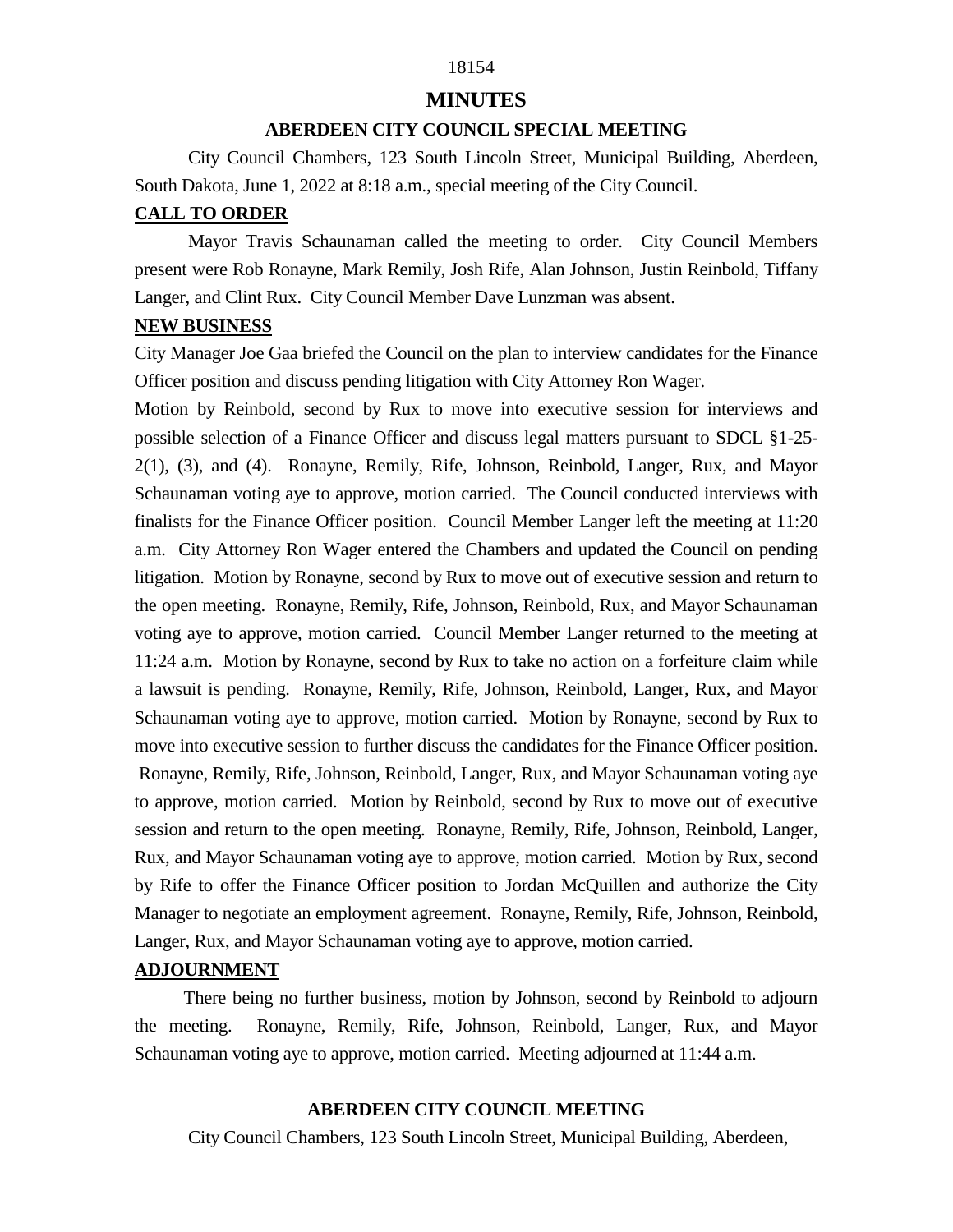# MINUTES

## ABERDEEN CITY COUNCIL SPECIAL MEETING

City Council Chambers, 123 South Lincoln Street, Municipal Building, Aberdeen, South Dakota, June 1, 2022 at 8:18 a.m., special meeting of the City Council.

**CALL TO ORDER**

Mayor Travis Schaunaman called the meeting to order. City Council Members present were Rob Ronayne, Mark Remily, Josh Rife, Alan Johnson, Justin Reinbold, Tiffany Langer, and Clint Rux. City Council Member Dave Lunzman was absent.

**NEW BUSINESS**

City Manager Joe Gaa briefed the Council on the plan to interview candidates for the Finance Officer position and discuss pending litigation with City Attorney Ron Wager.

Motion by Reinbold, second by Rux to move into executive session for interviews and possible selection of a Finance Officer and discuss legal matters pursuant to SDCL §1-25-2(1), (3), and (4). Ronayne, Remily, Rife, Johnson, Reinbold, Langer, Rux, and Mayor Schaunaman voting aye to approve, motion carried. The Council conducted interviews with finalists for the Finance Officer position. Council Member Langer left the meeting at 11:20 a.m. City Attorney Ron Wager entered the Chambers and updated the Council on pending litigation. Motion by Ronayne, second by Rux to move out of executive session and return to the open meeting. Ronayne, Remily, Rife, Johnson, Reinbold, Rux, and Mayor Schaunaman voting aye to approve, motion carried. Council Member Langer returned to the meeting at 11:24 a.m. Motion by Ronayne, second by Rux to take no action on a forfeiture claim while a lawsuit is pending. Ronayne, Remily, Rife, Johnson, Reinbold, Langer, Rux, and Mayor Schaunaman voting aye to approve, motion carried. Motion by Ronayne, second by Rux to move into executive session to further discuss the candidates for the Finance Officer position. Ronayne, Remily, Rife, Johnson, Reinbold, Langer, Rux, and Mayor Schaunaman voting aye to approve, motion carried. Motion by Reinbold, second by Rux to move out of executive session and return to the open meeting. Ronayne, Remily, Rife, Johnson, Reinbold, Langer, Rux, and Mayor Schaunaman voting aye to approve, motion carried. Motion by Rux, second by Rife to offer the Finance Officer position to Jordan McQuillen and authorize the City Manager to negotiate an employment agreement. Ronayne, Remily, Rife, Johnson, Reinbold, Langer, Rux, and Mayor Schaunaman voting aye to approve, motion carried.

**ADJOURNMENT**

There being no further business, motion by Johnson, second by Reinbold to adjourn the meeting. Ronayne, Remily, Rife, Johnson, Reinbold, Langer, Rux, and Mayor Schaunaman voting aye to approve, motion carried. Meeting adjourned at 11:44 a.m.

## ABERDEEN CITY COUNCIL MEETING

City Council Chambers, 123 South Lincoln Street, Municipal Building, Aberdeen,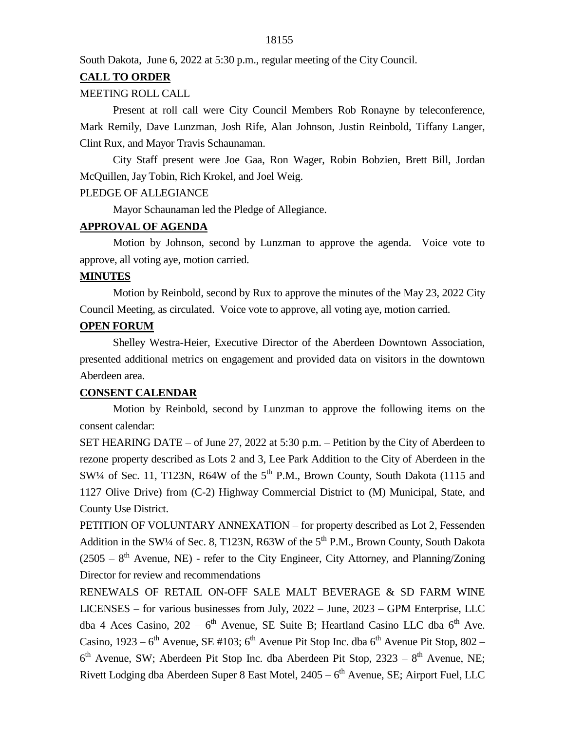South Dakota, June 6, 2022 at 5:30 p.m., regular meeting of the City Council.

**CALL TO ORDER**

MEETING ROLL CALL

Present at roll call were City Council Members Rob Ronayne by teleconference, Mark Remily, Dave Lunzman, Josh Rife, Alan Johnson, Justin Reinbold, Tiffany Langer, Clint Rux, and Mayor Travis Schaunaman.

City Staff present were Joe Gaa, Ron Wager, Robin Bobzien, Brett Bill, Jordan McQuillen, Jay Tobin, Rich Krokel, and Joel Weig.

PLEDGE OF ALLEGIANCE

Mayor Schaunaman led the Pledge of Allegiance.

**APPROVAL OF AGENDA**

Motion by Johnson, second by Lunzman to approve the agenda. Voice vote to approve, all voting aye, motion carried.

**MINUTES**

Motion by Reinbold, second by Rux to approve the minutes of the May 23, 2022 City Council Meeting, as circulated. Voice vote to approve, all voting aye, motion carried.

**OPEN FORUM**

Shelley Westra-Heier, Executive Director of the Aberdeen Downtown Association, presented additional metrics on engagement and provided data on visitors in the downtown Aberdeen area.

**CONSENT CALENDAR**

Motion by Reinbold, second by Lunzman to approve the following items on the consent calendar:

SET HEARING DATE – of June 27, 2022 at 5:30 p.m. – Petition by the City of Aberdeen to rezone property described as Lots 2 and 3, Lee Park Addition to the City of Aberdeen in the SW¼ of Sec. 11, T123N, R64W of the 5th P.M., Brown County, South Dakota (1115 and 1127 Olive Drive) from (C-2) Highway Commercial District to (M) Municipal, State, and County Use District.

PETITION OF VOLUNTARY ANNEXATION – for property described as Lot 2, Fessenden Addition in the SW¼ of Sec. 8, T123N, R63W of the 5th P.M., Brown County, South Dakota (2505 – 8th Avenue, NE) - refer to the City Engineer, City Attorney, and Planning/Zoning Director for review and recommendations

RENEWALS OF RETAIL ON-OFF SALE MALT BEVERAGE & SD FARM WINE LICENSES – for various businesses from July, 2022 – June, 2023 – GPM Enterprise, LLC dba 4 Aces Casino, 202 – 6th Avenue, SE Suite B; Heartland Casino LLC dba 6th Ave. Casino, 1923 – 6th Avenue, SE #103; 6th Avenue Pit Stop Inc. dba 6th Avenue Pit Stop, 802 – 6th Avenue, SW; Aberdeen Pit Stop Inc. dba Aberdeen Pit Stop, 2323 – 8th Avenue, NE; Rivett Lodging dba Aberdeen Super 8 East Motel, 2405 – 6th Avenue, SE; Airport Fuel, LLC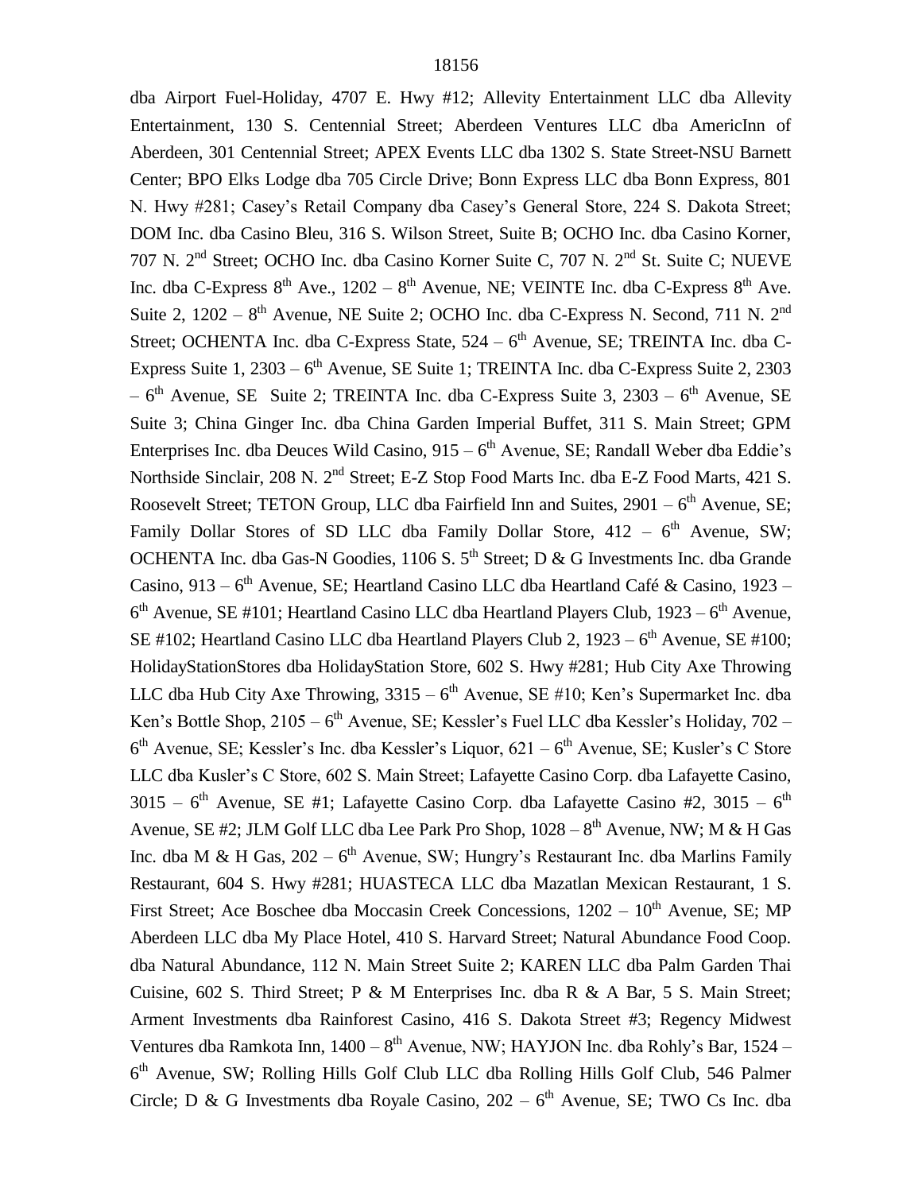dba Airport Fuel-Holiday, 4707 E. Hwy #12; Allevity Entertainment LLC dba Allevity Entertainment, 130 S. Centennial Street; Aberdeen Ventures LLC dba AmericInn of Aberdeen, 301 Centennial Street; APEX Events LLC dba 1302 S. State Street-NSU Barnett Center; BPO Elks Lodge dba 705 Circle Drive; Bonn Express LLC dba Bonn Express, 801 N. Hwy #281; Casey's Retail Company dba Casey's General Store, 224 S. Dakota Street; DOM Inc. dba Casino Bleu, 316 S. Wilson Street, Suite B; OCHO Inc. dba Casino Korner, 707 N. 2nd Street; OCHO Inc. dba Casino Korner Suite C, 707 N. 2nd St. Suite C; NUEVE Inc. dba C-Express 8th Ave., 1202 – 8th Avenue, NE; VEINTE Inc. dba C-Express 8th Ave. Suite 2, 1202 – 8th Avenue, NE Suite 2; OCHO Inc. dba C-Express N. Second, 711 N. 2nd Street; OCHENTA Inc. dba C-Express State, 524 – 6th Avenue, SE; TREINTA Inc. dba C-Express Suite 1, 2303 – 6th Avenue, SE Suite 1; TREINTA Inc. dba C-Express Suite 2, 2303 – 6th Avenue, SE Suite 2; TREINTA Inc. dba C-Express Suite 3, 2303 – 6th Avenue, SE Suite 3; China Ginger Inc. dba China Garden Imperial Buffet, 311 S. Main Street; GPM Enterprises Inc. dba Deuces Wild Casino, 915 – 6th Avenue, SE; Randall Weber dba Eddie's Northside Sinclair, 208 N. 2nd Street; E-Z Stop Food Marts Inc. dba E-Z Food Marts, 421 S. Roosevelt Street; TETON Group, LLC dba Fairfield Inn and Suites, 2901 – 6th Avenue, SE; Family Dollar Stores of SD LLC dba Family Dollar Store, 412 – 6th Avenue, SW; OCHENTA Inc. dba Gas-N Goodies, 1106 S. 5th Street; D & G Investments Inc. dba Grande Casino, 913 – 6th Avenue, SE; Heartland Casino LLC dba Heartland Café & Casino, 1923 – 6th Avenue, SE #101; Heartland Casino LLC dba Heartland Players Club, 1923 – 6th Avenue, SE #102; Heartland Casino LLC dba Heartland Players Club 2, 1923 – 6th Avenue, SE #100; HolidayStationStores dba HolidayStation Store, 602 S. Hwy #281; Hub City Axe Throwing LLC dba Hub City Axe Throwing, 3315 – 6th Avenue, SE #10; Ken's Supermarket Inc. dba Ken's Bottle Shop, 2105 – 6th Avenue, SE; Kessler's Fuel LLC dba Kessler's Holiday, 702 – 6th Avenue, SE; Kessler's Inc. dba Kessler's Liquor, 621 – 6th Avenue, SE; Kusler's C Store LLC dba Kusler's C Store, 602 S. Main Street; Lafayette Casino Corp. dba Lafayette Casino, 3015 – 6th Avenue, SE #1; Lafayette Casino Corp. dba Lafayette Casino #2, 3015 – 6th Avenue, SE #2; JLM Golf LLC dba Lee Park Pro Shop, 1028 – 8th Avenue, NW; M & H Gas Inc. dba M & H Gas, 202 – 6th Avenue, SW; Hungry's Restaurant Inc. dba Marlins Family Restaurant, 604 S. Hwy #281; HUASTECA LLC dba Mazatlan Mexican Restaurant, 1 S. First Street; Ace Boschee dba Moccasin Creek Concessions, 1202 – 10th Avenue, SE; MP Aberdeen LLC dba My Place Hotel, 410 S. Harvard Street; Natural Abundance Food Coop. dba Natural Abundance, 112 N. Main Street Suite 2; KAREN LLC dba Palm Garden Thai Cuisine, 602 S. Third Street; P & M Enterprises Inc. dba R & A Bar, 5 S. Main Street; Arment Investments dba Rainforest Casino, 416 S. Dakota Street #3; Regency Midwest Ventures dba Ramkota Inn, 1400 – 8th Avenue, NW; HAYJON Inc. dba Rohly's Bar, 1524 – 6th Avenue, SW; Rolling Hills Golf Club LLC dba Rolling Hills Golf Club, 546 Palmer Circle; D & G Investments dba Royale Casino, 202 – 6th Avenue, SE; TWO Cs Inc. dba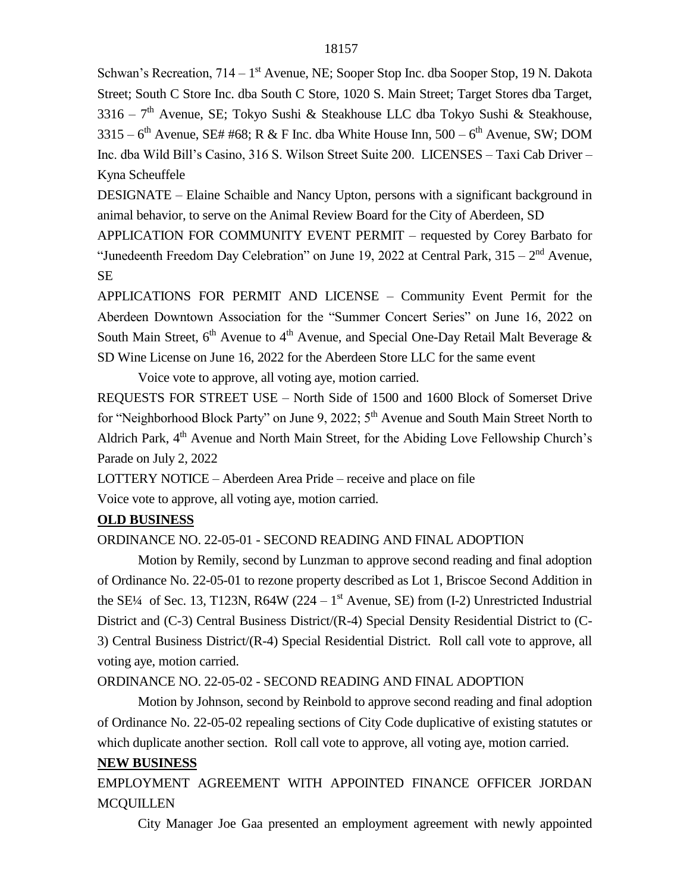Schwan's Recreation, 714 – 1st Avenue, NE; Sooper Stop Inc. dba Sooper Stop, 19 N. Dakota Street; South C Store Inc. dba South C Store, 1020 S. Main Street; Target Stores dba Target, 3316 – 7th Avenue, SE; Tokyo Sushi & Steakhouse LLC dba Tokyo Sushi & Steakhouse, 3315 – 6th Avenue, SE# #68; R & F Inc. dba White House Inn, 500 – 6th Avenue, SW; DOM Inc. dba Wild Bill's Casino, 316 S. Wilson Street Suite 200. LICENSES – Taxi Cab Driver – Kyna Scheuffele

DESIGNATE – Elaine Schaible and Nancy Upton, persons with a significant background in animal behavior, to serve on the Animal Review Board for the City of Aberdeen, SD

APPLICATION FOR COMMUNITY EVENT PERMIT – requested by Corey Barbato for "Junedeenth Freedom Day Celebration" on June 19, 2022 at Central Park, 315 – 2nd Avenue, SE

APPLICATIONS FOR PERMIT AND LICENSE – Community Event Permit for the Aberdeen Downtown Association for the "Summer Concert Series" on June 16, 2022 on South Main Street, 6th Avenue to 4th Avenue, and Special One-Day Retail Malt Beverage & SD Wine License on June 16, 2022 for the Aberdeen Store LLC for the same event

Voice vote to approve, all voting aye, motion carried.

REQUESTS FOR STREET USE – North Side of 1500 and 1600 Block of Somerset Drive for "Neighborhood Block Party" on June 9, 2022; 5th Avenue and South Main Street North to Aldrich Park, 4th Avenue and North Main Street, for the Abiding Love Fellowship Church's Parade on July 2, 2022

LOTTERY NOTICE – Aberdeen Area Pride – receive and place on file

Voice vote to approve, all voting aye, motion carried.

**OLD BUSINESS**

ORDINANCE NO. 22-05-01 - SECOND READING AND FINAL ADOPTION

Motion by Remily, second by Lunzman to approve second reading and final adoption of Ordinance No. 22-05-01 to rezone property described as Lot 1, Briscoe Second Addition in the SE¼ of Sec. 13, T123N, R64W (224 – 1st Avenue, SE) from (I-2) Unrestricted Industrial District and (C-3) Central Business District/(R-4) Special Density Residential District to (C-3) Central Business District/(R-4) Special Residential District. Roll call vote to approve, all voting aye, motion carried.

ORDINANCE NO. 22-05-02 - SECOND READING AND FINAL ADOPTION

Motion by Johnson, second by Reinbold to approve second reading and final adoption of Ordinance No. 22-05-02 repealing sections of City Code duplicative of existing statutes or which duplicate another section. Roll call vote to approve, all voting aye, motion carried.

**NEW BUSINESS**

EMPLOYMENT AGREEMENT WITH APPOINTED FINANCE OFFICER JORDAN MCQUILLEN

City Manager Joe Gaa presented an employment agreement with newly appointed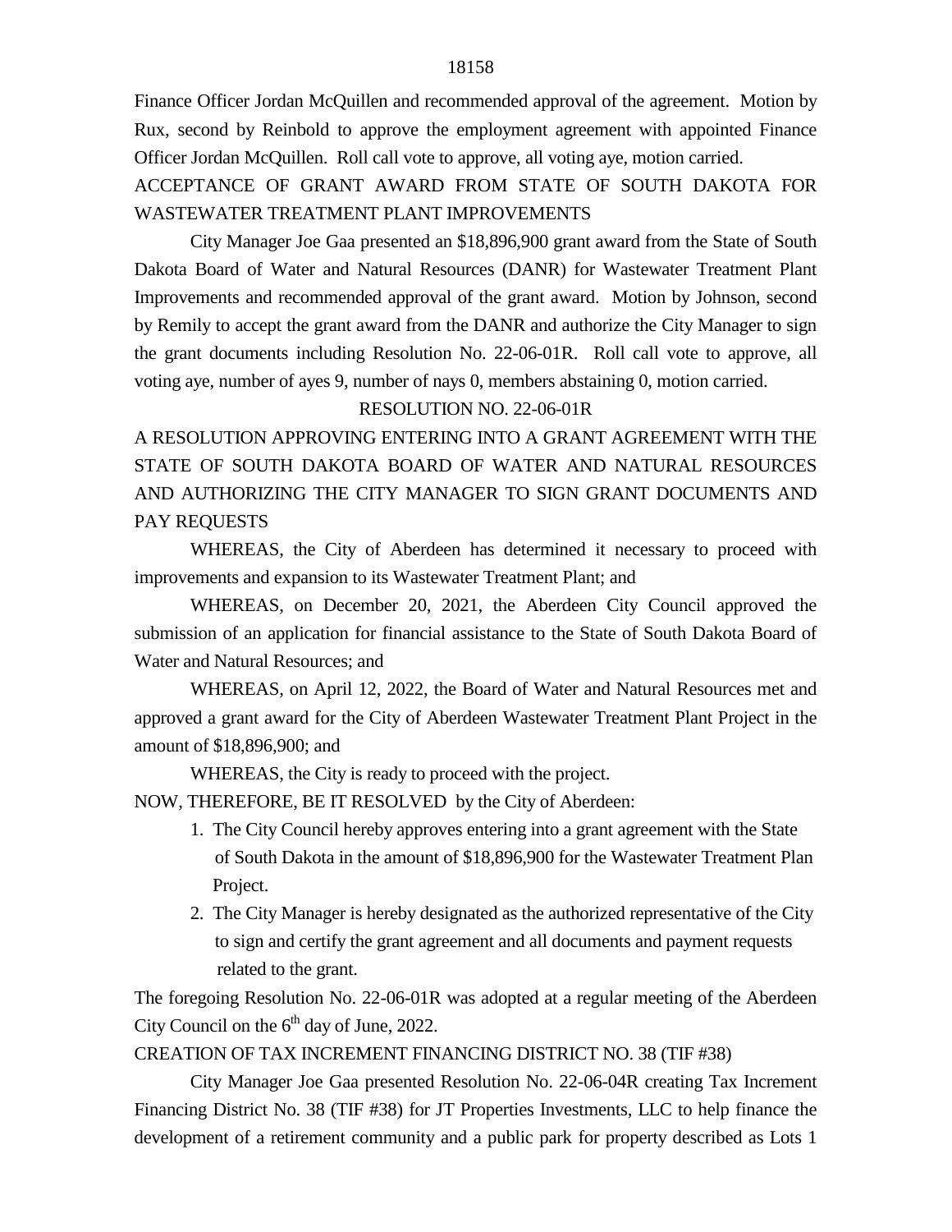Finance Officer Jordan McQuillen and recommended approval of the agreement. Motion by Rux, second by Reinbold to approve the employment agreement with appointed Finance Officer Jordan McQuillen. Roll call vote to approve, all voting aye, motion carried.

ACCEPTANCE OF GRANT AWARD FROM STATE OF SOUTH DAKOTA FOR WASTEWATER TREATMENT PLANT IMPROVEMENTS

City Manager Joe Gaa presented an $18,896,900 grant award from the State of South Dakota Board of Water and Natural Resources (DANR) for Wastewater Treatment Plant Improvements and recommended approval of the grant award. Motion by Johnson, second by Remily to accept the grant award from the DANR and authorize the City Manager to sign the grant documents including Resolution No. 22-06-01R. Roll call vote to approve, all voting aye, number of ayes 9, number of nays 0, members abstaining 0, motion carried.

RESOLUTION NO. 22-06-01R

A RESOLUTION APPROVING ENTERING INTO A GRANT AGREEMENT WITH THE STATE OF SOUTH DAKOTA BOARD OF WATER AND NATURAL RESOURCES AND AUTHORIZING THE CITY MANAGER TO SIGN GRANT DOCUMENTS AND PAY REQUESTS

WHEREAS, the City of Aberdeen has determined it necessary to proceed with improvements and expansion to its Wastewater Treatment Plant; and

WHEREAS, on December 20, 2021, the Aberdeen City Council approved the submission of an application for financial assistance to the State of South Dakota Board of Water and Natural Resources; and

WHEREAS, on April 12, 2022, the Board of Water and Natural Resources met and approved a grant award for the City of Aberdeen Wastewater Treatment Plant Project in the amount of $18,896,900; and

WHEREAS, the City is ready to proceed with the project.

NOW, THEREFORE, BE IT RESOLVED by the City of Aberdeen:

1. The City Council hereby approves entering into a grant agreement with the State of South Dakota in the amount of $18,896,900 for the Wastewater Treatment Plan Project.
2. The City Manager is hereby designated as the authorized representative of the City to sign and certify the grant agreement and all documents and payment requests related to the grant.

The foregoing Resolution No. 22-06-01R was adopted at a regular meeting of the Aberdeen City Council on the 6th day of June, 2022.

CREATION OF TAX INCREMENT FINANCING DISTRICT NO. 38 (TIF #38)

City Manager Joe Gaa presented Resolution No. 22-06-04R creating Tax Increment Financing District No. 38 (TIF #38) for JT Properties Investments, LLC to help finance the development of a retirement community and a public park for property described as Lots 1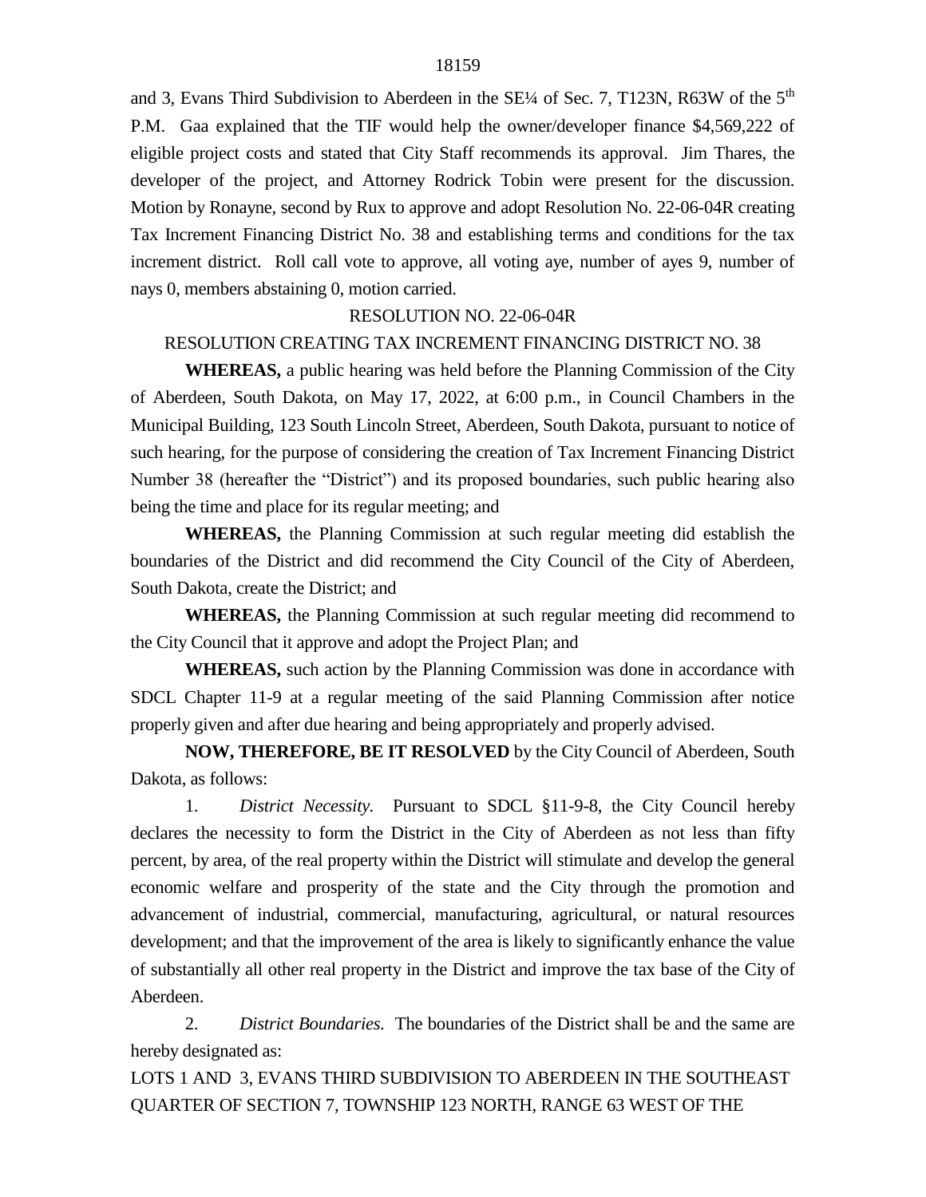and 3, Evans Third Subdivision to Aberdeen in the SE¼ of Sec. 7, T123N, R63W of the 5th P.M. Gaa explained that the TIF would help the owner/developer finance $4,569,222 of eligible project costs and stated that City Staff recommends its approval. Jim Thares, the developer of the project, and Attorney Rodrick Tobin were present for the discussion. Motion by Ronayne, second by Rux to approve and adopt Resolution No. 22-06-04R creating Tax Increment Financing District No. 38 and establishing terms and conditions for the tax increment district. Roll call vote to approve, all voting aye, number of ayes 9, number of nays 0, members abstaining 0, motion carried.

RESOLUTION NO. 22-06-04R

RESOLUTION CREATING TAX INCREMENT FINANCING DISTRICT NO. 38

**WHEREAS,** a public hearing was held before the Planning Commission of the City of Aberdeen, South Dakota, on May 17, 2022, at 6:00 p.m., in Council Chambers in the Municipal Building, 123 South Lincoln Street, Aberdeen, South Dakota, pursuant to notice of such hearing, for the purpose of considering the creation of Tax Increment Financing District Number 38 (hereafter the "District") and its proposed boundaries, such public hearing also being the time and place for its regular meeting; and

**WHEREAS,** the Planning Commission at such regular meeting did establish the boundaries of the District and did recommend the City Council of the City of Aberdeen, South Dakota, create the District; and

**WHEREAS,** the Planning Commission at such regular meeting did recommend to the City Council that it approve and adopt the Project Plan; and

**WHEREAS,** such action by the Planning Commission was done in accordance with SDCL Chapter 11-9 at a regular meeting of the said Planning Commission after notice properly given and after due hearing and being appropriately and properly advised.

**NOW, THEREFORE, BE IT RESOLVED** by the City Council of Aberdeen, South Dakota, as follows:

1. *District Necessity.* Pursuant to SDCL §11-9-8, the City Council hereby declares the necessity to form the District in the City of Aberdeen as not less than fifty percent, by area, of the real property within the District will stimulate and develop the general economic welfare and prosperity of the state and the City through the promotion and advancement of industrial, commercial, manufacturing, agricultural, or natural resources development; and that the improvement of the area is likely to significantly enhance the value of substantially all other real property in the District and improve the tax base of the City of Aberdeen.

2. *District Boundaries.* The boundaries of the District shall be and the same are hereby designated as:

LOTS 1 AND 3, EVANS THIRD SUBDIVISION TO ABERDEEN IN THE SOUTHEAST QUARTER OF SECTION 7, TOWNSHIP 123 NORTH, RANGE 63 WEST OF THE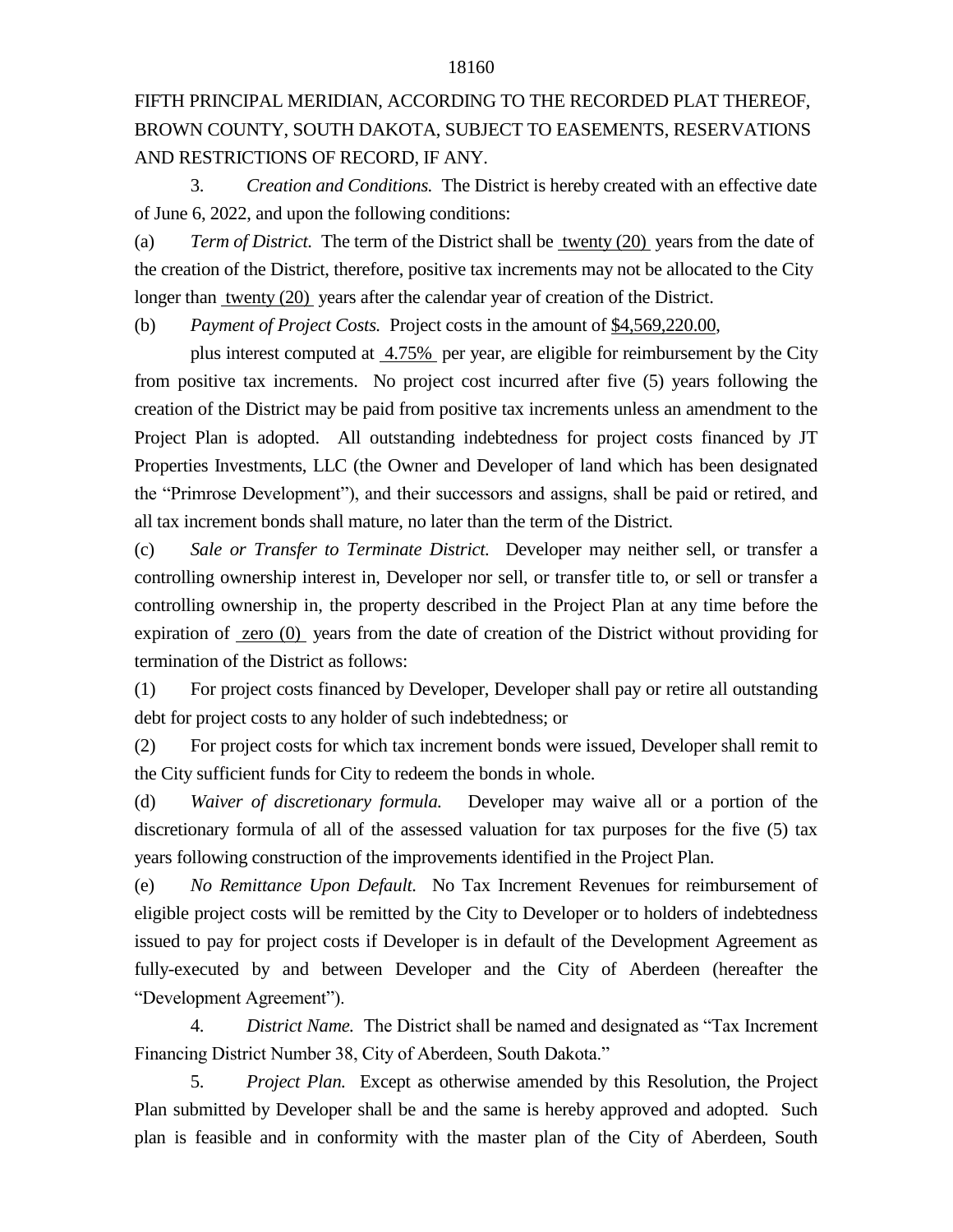FIFTH PRINCIPAL MERIDIAN, ACCORDING TO THE RECORDED PLAT THEREOF, BROWN COUNTY, SOUTH DAKOTA, SUBJECT TO EASEMENTS, RESERVATIONS AND RESTRICTIONS OF RECORD, IF ANY.

3. *Creation and Conditions.* The District is hereby created with an effective date of June 6, 2022, and upon the following conditions:

(a) *Term of District.* The term of the District shall be twenty (20) years from the date of the creation of the District, therefore, positive tax increments may not be allocated to the City longer than twenty (20) years after the calendar year of creation of the District.

(b) *Payment of Project Costs.* Project costs in the amount of $4,569,220.00, plus interest computed at 4.75% per year, are eligible for reimbursement by the City from positive tax increments. No project cost incurred after five (5) years following the creation of the District may be paid from positive tax increments unless an amendment to the Project Plan is adopted. All outstanding indebtedness for project costs financed by JT Properties Investments, LLC (the Owner and Developer of land which has been designated the "Primrose Development"), and their successors and assigns, shall be paid or retired, and all tax increment bonds shall mature, no later than the term of the District.

(c) *Sale or Transfer to Terminate District.* Developer may neither sell, or transfer a controlling ownership interest in, Developer nor sell, or transfer title to, or sell or transfer a controlling ownership in, the property described in the Project Plan at any time before the expiration of zero (0) years from the date of creation of the District without providing for termination of the District as follows:

(1) For project costs financed by Developer, Developer shall pay or retire all outstanding debt for project costs to any holder of such indebtedness; or

(2) For project costs for which tax increment bonds were issued, Developer shall remit to the City sufficient funds for City to redeem the bonds in whole.

(d) *Waiver of discretionary formula.* Developer may waive all or a portion of the discretionary formula of all of the assessed valuation for tax purposes for the five (5) tax years following construction of the improvements identified in the Project Plan.

(e) *No Remittance Upon Default.* No Tax Increment Revenues for reimbursement of eligible project costs will be remitted by the City to Developer or to holders of indebtedness issued to pay for project costs if Developer is in default of the Development Agreement as fully-executed by and between Developer and the City of Aberdeen (hereafter the "Development Agreement").

4. *District Name.* The District shall be named and designated as "Tax Increment Financing District Number 38, City of Aberdeen, South Dakota."

5. *Project Plan.* Except as otherwise amended by this Resolution, the Project Plan submitted by Developer shall be and the same is hereby approved and adopted. Such plan is feasible and in conformity with the master plan of the City of Aberdeen, South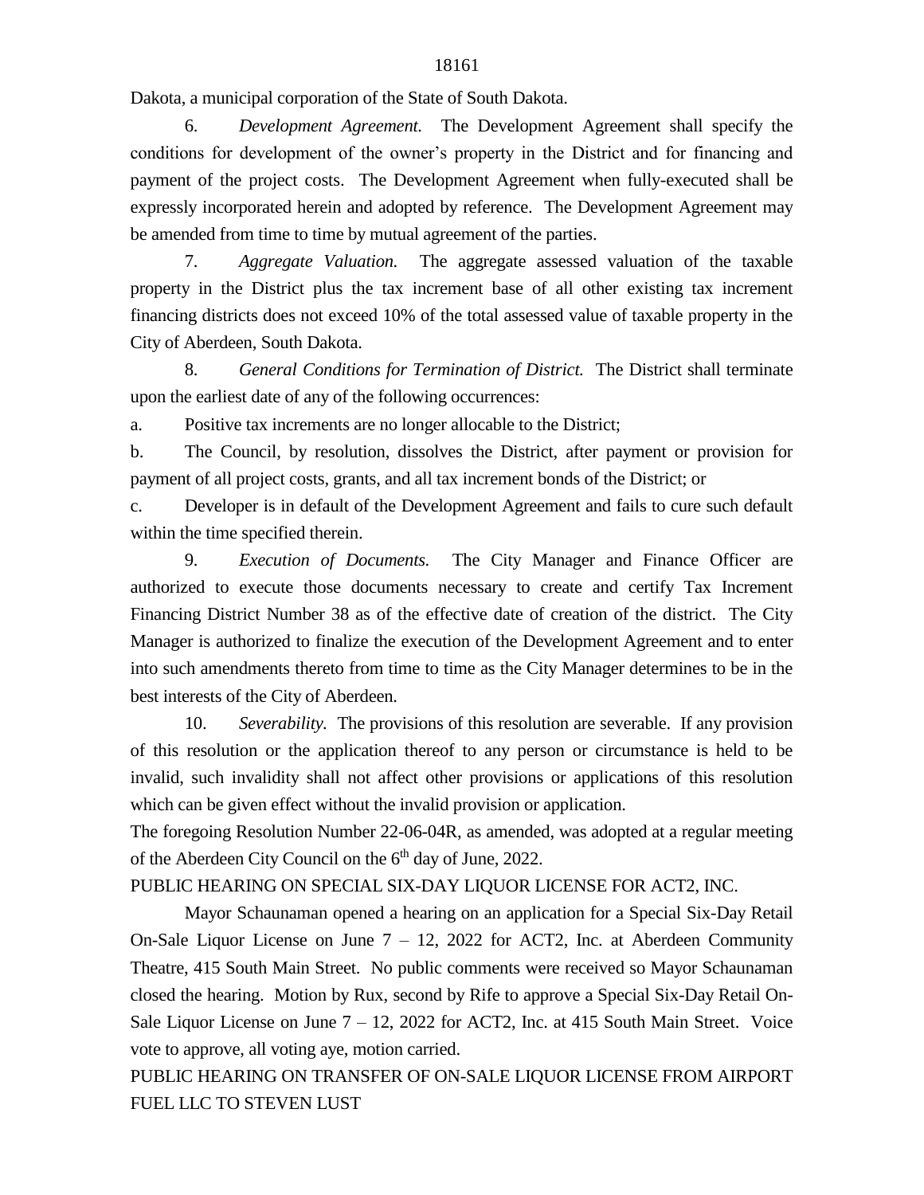Dakota, a municipal corporation of the State of South Dakota.

6. *Development Agreement.* The Development Agreement shall specify the conditions for development of the owner's property in the District and for financing and payment of the project costs. The Development Agreement when fully-executed shall be expressly incorporated herein and adopted by reference. The Development Agreement may be amended from time to time by mutual agreement of the parties.

7. *Aggregate Valuation.* The aggregate assessed valuation of the taxable property in the District plus the tax increment base of all other existing tax increment financing districts does not exceed 10% of the total assessed value of taxable property in the City of Aberdeen, South Dakota.

8. *General Conditions for Termination of District.* The District shall terminate upon the earliest date of any of the following occurrences:

a. Positive tax increments are no longer allocable to the District;

b. The Council, by resolution, dissolves the District, after payment or provision for payment of all project costs, grants, and all tax increment bonds of the District; or

c. Developer is in default of the Development Agreement and fails to cure such default within the time specified therein.

9. *Execution of Documents.* The City Manager and Finance Officer are authorized to execute those documents necessary to create and certify Tax Increment Financing District Number 38 as of the effective date of creation of the district. The City Manager is authorized to finalize the execution of the Development Agreement and to enter into such amendments thereto from time to time as the City Manager determines to be in the best interests of the City of Aberdeen.

10. *Severability.* The provisions of this resolution are severable. If any provision of this resolution or the application thereof to any person or circumstance is held to be invalid, such invalidity shall not affect other provisions or applications of this resolution which can be given effect without the invalid provision or application.

The foregoing Resolution Number 22-06-04R, as amended, was adopted at a regular meeting of the Aberdeen City Council on the 6th day of June, 2022.

PUBLIC HEARING ON SPECIAL SIX-DAY LIQUOR LICENSE FOR ACT2, INC.

Mayor Schaunaman opened a hearing on an application for a Special Six-Day Retail On-Sale Liquor License on June 7 – 12, 2022 for ACT2, Inc. at Aberdeen Community Theatre, 415 South Main Street. No public comments were received so Mayor Schaunaman closed the hearing. Motion by Rux, second by Rife to approve a Special Six-Day Retail On-Sale Liquor License on June 7 – 12, 2022 for ACT2, Inc. at 415 South Main Street. Voice vote to approve, all voting aye, motion carried.

PUBLIC HEARING ON TRANSFER OF ON-SALE LIQUOR LICENSE FROM AIRPORT FUEL LLC TO STEVEN LUST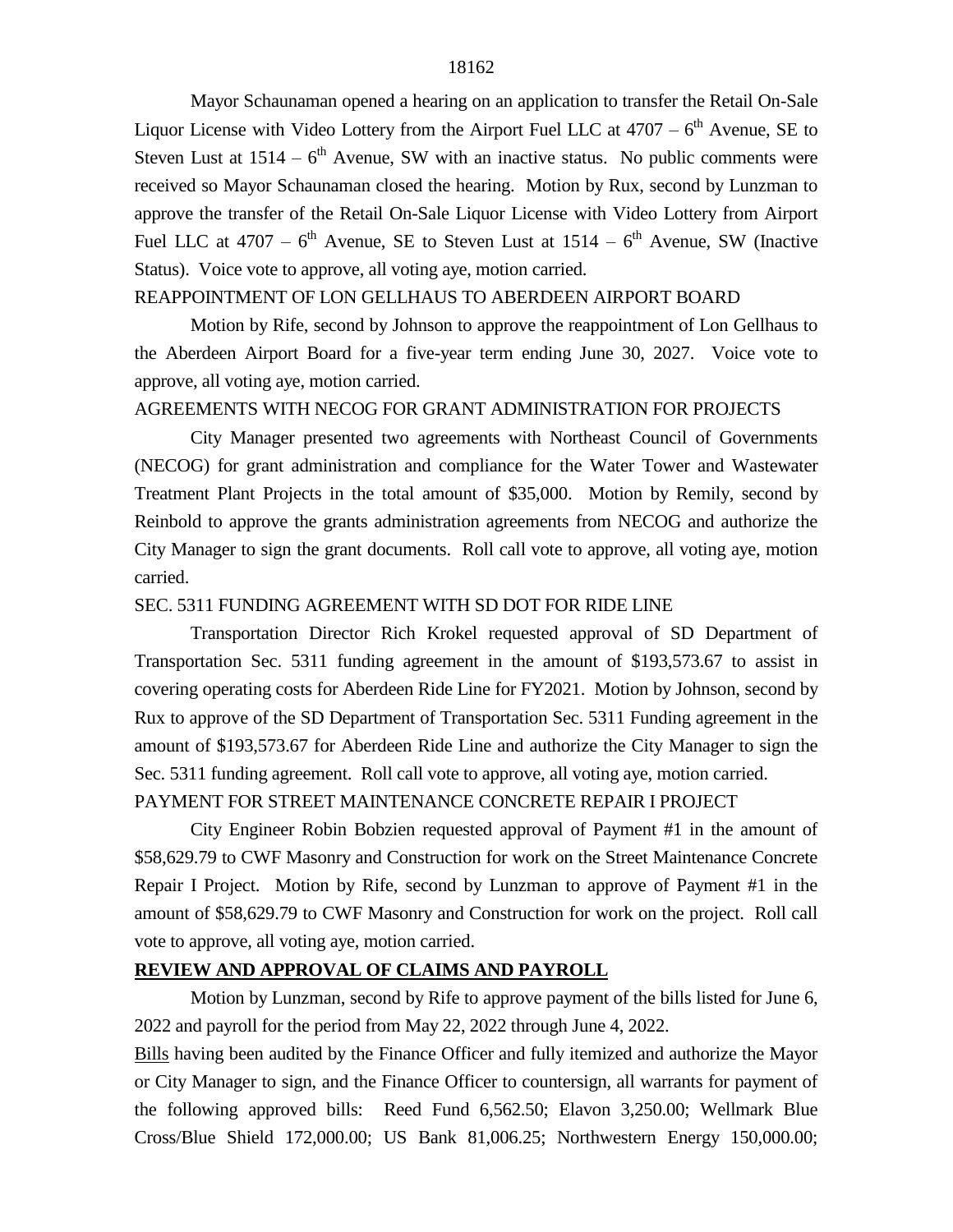Mayor Schaunaman opened a hearing on an application to transfer the Retail On-Sale Liquor License with Video Lottery from the Airport Fuel LLC at 4707 – 6th Avenue, SE to Steven Lust at 1514 – 6th Avenue, SW with an inactive status. No public comments were received so Mayor Schaunaman closed the hearing. Motion by Rux, second by Lunzman to approve the transfer of the Retail On-Sale Liquor License with Video Lottery from Airport Fuel LLC at 4707 – 6th Avenue, SE to Steven Lust at 1514 – 6th Avenue, SW (Inactive Status). Voice vote to approve, all voting aye, motion carried.

REAPPOINTMENT OF LON GELLHAUS TO ABERDEEN AIRPORT BOARD

Motion by Rife, second by Johnson to approve the reappointment of Lon Gellhaus to the Aberdeen Airport Board for a five-year term ending June 30, 2027. Voice vote to approve, all voting aye, motion carried.

AGREEMENTS WITH NECOG FOR GRANT ADMINISTRATION FOR PROJECTS

City Manager presented two agreements with Northeast Council of Governments (NECOG) for grant administration and compliance for the Water Tower and Wastewater Treatment Plant Projects in the total amount of $35,000. Motion by Remily, second by Reinbold to approve the grants administration agreements from NECOG and authorize the City Manager to sign the grant documents. Roll call vote to approve, all voting aye, motion carried.

SEC. 5311 FUNDING AGREEMENT WITH SD DOT FOR RIDE LINE

Transportation Director Rich Krokel requested approval of SD Department of Transportation Sec. 5311 funding agreement in the amount of $193,573.67 to assist in covering operating costs for Aberdeen Ride Line for FY2021. Motion by Johnson, second by Rux to approve of the SD Department of Transportation Sec. 5311 Funding agreement in the amount of $193,573.67 for Aberdeen Ride Line and authorize the City Manager to sign the Sec. 5311 funding agreement. Roll call vote to approve, all voting aye, motion carried.

PAYMENT FOR STREET MAINTENANCE CONCRETE REPAIR I PROJECT

City Engineer Robin Bobzien requested approval of Payment #1 in the amount of $58,629.79 to CWF Masonry and Construction for work on the Street Maintenance Concrete Repair I Project. Motion by Rife, second by Lunzman to approve of Payment #1 in the amount of $58,629.79 to CWF Masonry and Construction for work on the project. Roll call vote to approve, all voting aye, motion carried.

**REVIEW AND APPROVAL OF CLAIMS AND PAYROLL**

Motion by Lunzman, second by Rife to approve payment of the bills listed for June 6, 2022 and payroll for the period from May 22, 2022 through June 4, 2022.

Bills having been audited by the Finance Officer and fully itemized and authorize the Mayor or City Manager to sign, and the Finance Officer to countersign, all warrants for payment of the following approved bills: Reed Fund 6,562.50; Elavon 3,250.00; Wellmark Blue Cross/Blue Shield 172,000.00; US Bank 81,006.25; Northwestern Energy 150,000.00;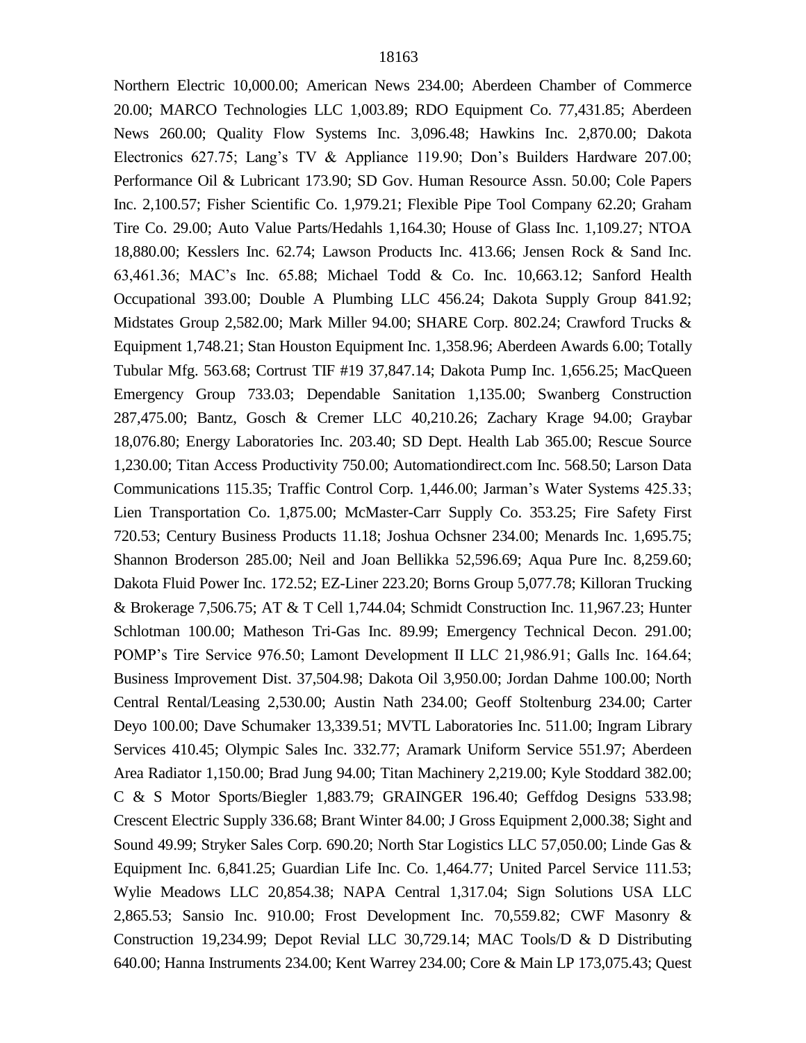Northern Electric 10,000.00; American News 234.00; Aberdeen Chamber of Commerce 20.00; MARCO Technologies LLC 1,003.89; RDO Equipment Co. 77,431.85; Aberdeen News 260.00; Quality Flow Systems Inc. 3,096.48; Hawkins Inc. 2,870.00; Dakota Electronics 627.75; Lang's TV & Appliance 119.90; Don's Builders Hardware 207.00; Performance Oil & Lubricant 173.90; SD Gov. Human Resource Assn. 50.00; Cole Papers Inc. 2,100.57; Fisher Scientific Co. 1,979.21; Flexible Pipe Tool Company 62.20; Graham Tire Co. 29.00; Auto Value Parts/Hedahls 1,164.30; House of Glass Inc. 1,109.27; NTOA 18,880.00; Kesslers Inc. 62.74; Lawson Products Inc. 413.66; Jensen Rock & Sand Inc. 63,461.36; MAC's Inc. 65.88; Michael Todd & Co. Inc. 10,663.12; Sanford Health Occupational 393.00; Double A Plumbing LLC 456.24; Dakota Supply Group 841.92; Midstates Group 2,582.00; Mark Miller 94.00; SHARE Corp. 802.24; Crawford Trucks & Equipment 1,748.21; Stan Houston Equipment Inc. 1,358.96; Aberdeen Awards 6.00; Totally Tubular Mfg. 563.68; Cortrust TIF #19 37,847.14; Dakota Pump Inc. 1,656.25; MacQueen Emergency Group 733.03; Dependable Sanitation 1,135.00; Swanberg Construction 287,475.00; Bantz, Gosch & Cremer LLC 40,210.26; Zachary Krage 94.00; Graybar 18,076.80; Energy Laboratories Inc. 203.40; SD Dept. Health Lab 365.00; Rescue Source 1,230.00; Titan Access Productivity 750.00; Automationdirect.com Inc. 568.50; Larson Data Communications 115.35; Traffic Control Corp. 1,446.00; Jarman's Water Systems 425.33; Lien Transportation Co. 1,875.00; McMaster-Carr Supply Co. 353.25; Fire Safety First 720.53; Century Business Products 11.18; Joshua Ochsner 234.00; Menards Inc. 1,695.75; Shannon Broderson 285.00; Neil and Joan Bellikka 52,596.69; Aqua Pure Inc. 8,259.60; Dakota Fluid Power Inc. 172.52; EZ-Liner 223.20; Borns Group 5,077.78; Killoran Trucking & Brokerage 7,506.75; AT & T Cell 1,744.04; Schmidt Construction Inc. 11,967.23; Hunter Schlotman 100.00; Matheson Tri-Gas Inc. 89.99; Emergency Technical Decon. 291.00; POMP's Tire Service 976.50; Lamont Development II LLC 21,986.91; Galls Inc. 164.64; Business Improvement Dist. 37,504.98; Dakota Oil 3,950.00; Jordan Dahme 100.00; North Central Rental/Leasing 2,530.00; Austin Nath 234.00; Geoff Stoltenburg 234.00; Carter Deyo 100.00; Dave Schumaker 13,339.51; MVTL Laboratories Inc. 511.00; Ingram Library Services 410.45; Olympic Sales Inc. 332.77; Aramark Uniform Service 551.97; Aberdeen Area Radiator 1,150.00; Brad Jung 94.00; Titan Machinery 2,219.00; Kyle Stoddard 382.00; C & S Motor Sports/Biegler 1,883.79; GRAINGER 196.40; Geffdog Designs 533.98; Crescent Electric Supply 336.68; Brant Winter 84.00; J Gross Equipment 2,000.38; Sight and Sound 49.99; Stryker Sales Corp. 690.20; North Star Logistics LLC 57,050.00; Linde Gas & Equipment Inc. 6,841.25; Guardian Life Inc. Co. 1,464.77; United Parcel Service 111.53; Wylie Meadows LLC 20,854.38; NAPA Central 1,317.04; Sign Solutions USA LLC 2,865.53; Sansio Inc. 910.00; Frost Development Inc. 70,559.82; CWF Masonry & Construction 19,234.99; Depot Revial LLC 30,729.14; MAC Tools/D & D Distributing 640.00; Hanna Instruments 234.00; Kent Warrey 234.00; Core & Main LP 173,075.43; Quest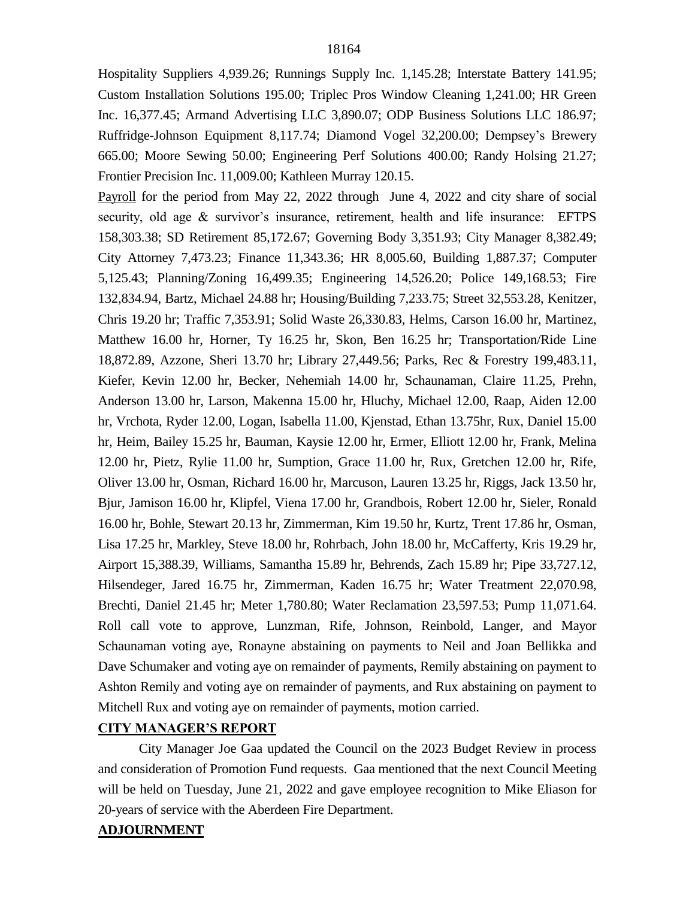Hospitality Suppliers 4,939.26; Runnings Supply Inc. 1,145.28; Interstate Battery 141.95; Custom Installation Solutions 195.00; Triplec Pros Window Cleaning 1,241.00; HR Green Inc. 16,377.45; Armand Advertising LLC 3,890.07; ODP Business Solutions LLC 186.97; Ruffridge-Johnson Equipment 8,117.74; Diamond Vogel 32,200.00; Dempsey's Brewery 665.00; Moore Sewing 50.00; Engineering Perf Solutions 400.00; Randy Holsing 21.27; Frontier Precision Inc. 11,009.00; Kathleen Murray 120.15.

Payroll for the period from May 22, 2022 through June 4, 2022 and city share of social security, old age & survivor's insurance, retirement, health and life insurance: EFTPS 158,303.38; SD Retirement 85,172.67; Governing Body 3,351.93; City Manager 8,382.49; City Attorney 7,473.23; Finance 11,343.36; HR 8,005.60, Building 1,887.37; Computer 5,125.43; Planning/Zoning 16,499.35; Engineering 14,526.20; Police 149,168.53; Fire 132,834.94, Bartz, Michael 24.88 hr; Housing/Building 7,233.75; Street 32,553.28, Kenitzer, Chris 19.20 hr; Traffic 7,353.91; Solid Waste 26,330.83, Helms, Carson 16.00 hr, Martinez, Matthew 16.00 hr, Horner, Ty 16.25 hr, Skon, Ben 16.25 hr; Transportation/Ride Line 18,872.89, Azzone, Sheri 13.70 hr; Library 27,449.56; Parks, Rec & Forestry 199,483.11, Kiefer, Kevin 12.00 hr, Becker, Nehemiah 14.00 hr, Schaunaman, Claire 11.25, Prehn, Anderson 13.00 hr, Larson, Makenna 15.00 hr, Hluchy, Michael 12.00, Raap, Aiden 12.00 hr, Vrchota, Ryder 12.00, Logan, Isabella 11.00, Kjenstad, Ethan 13.75hr, Rux, Daniel 15.00 hr, Heim, Bailey 15.25 hr, Bauman, Kaysie 12.00 hr, Ermer, Elliott 12.00 hr, Frank, Melina 12.00 hr, Pietz, Rylie 11.00 hr, Sumption, Grace 11.00 hr, Rux, Gretchen 12.00 hr, Rife, Oliver 13.00 hr, Osman, Richard 16.00 hr, Marcuson, Lauren 13.25 hr, Riggs, Jack 13.50 hr, Bjur, Jamison 16.00 hr, Klipfel, Viena 17.00 hr, Grandbois, Robert 12.00 hr, Sieler, Ronald 16.00 hr, Bohle, Stewart 20.13 hr, Zimmerman, Kim 19.50 hr, Kurtz, Trent 17.86 hr, Osman, Lisa 17.25 hr, Markley, Steve 18.00 hr, Rohrbach, John 18.00 hr, McCafferty, Kris 19.29 hr, Airport 15,388.39, Williams, Samantha 15.89 hr, Behrends, Zach 15.89 hr; Pipe 33,727.12, Hilsendeger, Jared 16.75 hr, Zimmerman, Kaden 16.75 hr; Water Treatment 22,070.98, Brechti, Daniel 21.45 hr; Meter 1,780.80; Water Reclamation 23,597.53; Pump 11,071.64. Roll call vote to approve, Lunzman, Rife, Johnson, Reinbold, Langer, and Mayor Schaunaman voting aye, Ronayne abstaining on payments to Neil and Joan Bellikka and Dave Schumaker and voting aye on remainder of payments, Remily abstaining on payment to Ashton Remily and voting aye on remainder of payments, and Rux abstaining on payment to Mitchell Rux and voting aye on remainder of payments, motion carried.

**CITY MANAGER'S REPORT**

City Manager Joe Gaa updated the Council on the 2023 Budget Review in process and consideration of Promotion Fund requests. Gaa mentioned that the next Council Meeting will be held on Tuesday, June 21, 2022 and gave employee recognition to Mike Eliason for 20-years of service with the Aberdeen Fire Department.

**ADJOURNMENT**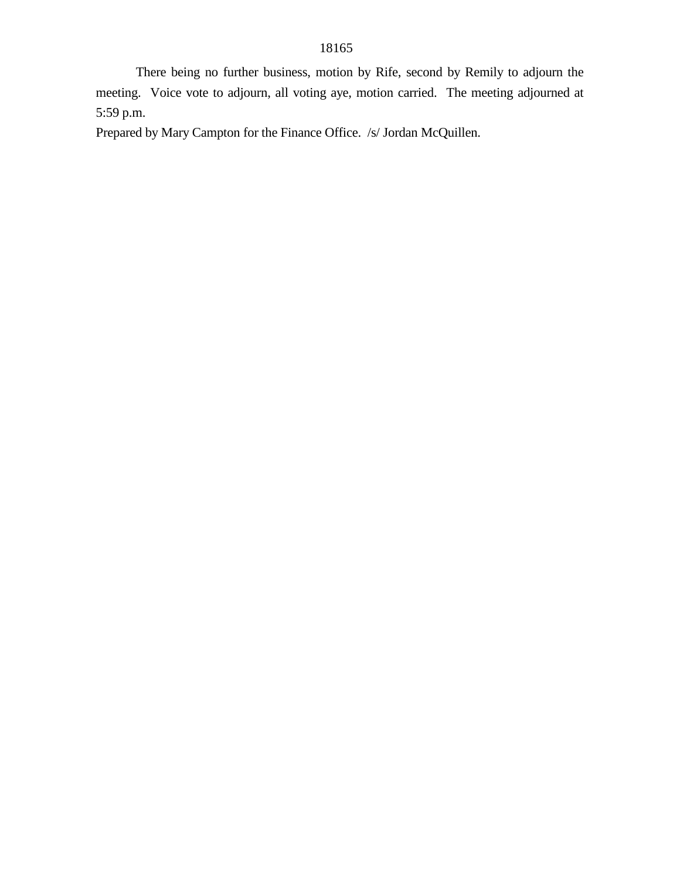There being no further business, motion by Rife, second by Remily to adjourn the meeting. Voice vote to adjourn, all voting aye, motion carried. The meeting adjourned at 5:59 p.m.

Prepared by Mary Campton for the Finance Office. /s/ Jordan McQuillen.